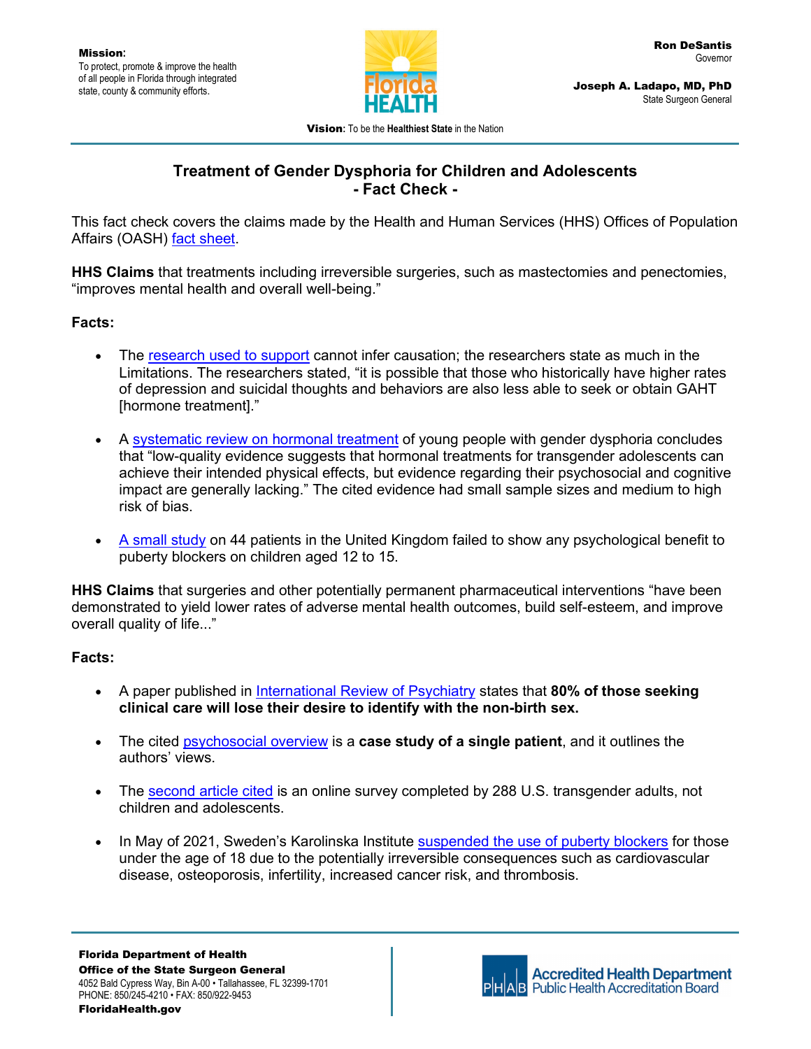Mission:
To protect, promote & improve the health of all people in Florida through integrated state, county & community efforts.

**Ron DeSantis**
Governor

**Joseph A. Ladapo, MD, PhD**
State Surgeon General

**Vision:** To be the **Healthiest State** in the Nation

## Treatment of Gender Dysphoria for Children and Adolescents - Fact Check -

This fact check covers the claims made by the Health and Human Services (HHS) Offices of Population Affairs (OASH) fact sheet.

**HHS Claims** that treatments including irreversible surgeries, such as mastectomies and penectomies, "improves mental health and overall well-being."

**Facts:**

- The research used to support cannot infer causation; the researchers state as much in the Limitations. The researchers stated, "it is possible that those who historically have higher rates of depression and suicidal thoughts and behaviors are also less able to seek or obtain GAHT [hormone treatment]."
- A systematic review on hormonal treatment of young people with gender dysphoria concludes that "low-quality evidence suggests that hormonal treatments for transgender adolescents can achieve their intended physical effects, but evidence regarding their psychosocial and cognitive impact are generally lacking." The cited evidence had small sample sizes and medium to high risk of bias.
- A small study on 44 patients in the United Kingdom failed to show any psychological benefit to puberty blockers on children aged 12 to 15.

**HHS Claims** that surgeries and other potentially permanent pharmaceutical interventions "have been demonstrated to yield lower rates of adverse mental health outcomes, build self-esteem, and improve overall quality of life..."

**Facts:**

- A paper published in International Review of Psychiatry states that **80% of those seeking clinical care will lose their desire to identify with the non-birth sex.**
- The cited psychosocial overview is a **case study of a single patient**, and it outlines the authors' views.
- The second article cited is an online survey completed by 288 U.S. transgender adults, not children and adolescents.
- In May of 2021, Sweden's Karolinska Institute suspended the use of puberty blockers for those under the age of 18 due to the potentially irreversible consequences such as cardiovascular disease, osteoporosis, infertility, increased cancer risk, and thrombosis.

**Florida Department of Health**
**Office of the State Surgeon General**
4052 Bald Cypress Way, Bin A-00 • Tallahassee, FL 32399-1701
PHONE: 850/245-4210 • FAX: 850/922-9453
**FloridaHealth.gov**

Accredited Health Department
Public Health Accreditation Board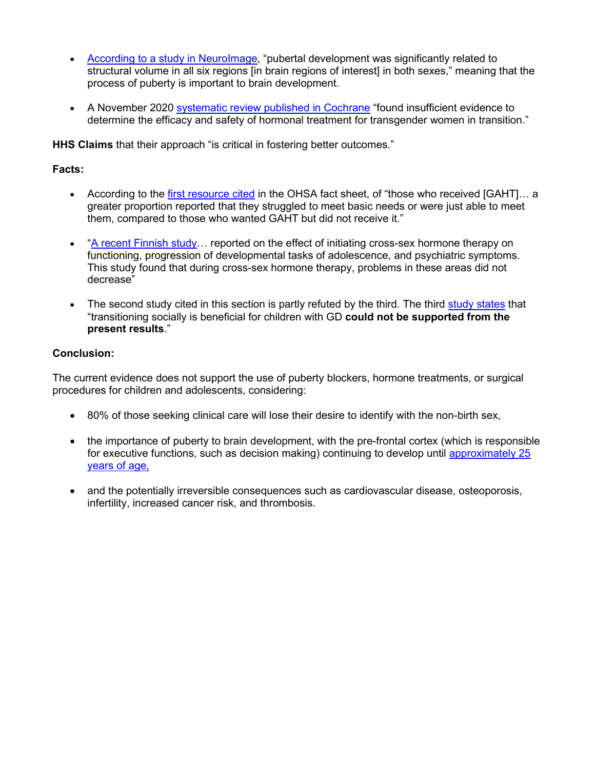- According to a study in NeuroImage, "pubertal development was significantly related to structural volume in all six regions [in brain regions of interest] in both sexes," meaning that the process of puberty is important to brain development.

- A November 2020 systematic review published in Cochrane "found insufficient evidence to determine the efficacy and safety of hormonal treatment for transgender women in transition."

**HHS Claims** that their approach "is critical in fostering better outcomes."

**Facts:**

- According to the first resource cited in the OHSA fact sheet, of "those who received [GAHT]… a greater proportion reported that they struggled to meet basic needs or were just able to meet them, compared to those who wanted GAHT but did not receive it."

- "A recent Finnish study… reported on the effect of initiating cross-sex hormone therapy on functioning, progression of developmental tasks of adolescence, and psychiatric symptoms. This study found that during cross-sex hormone therapy, problems in these areas did not decrease"

- The second study cited in this section is partly refuted by the third. The third study states that "transitioning socially is beneficial for children with GD **could not be supported from the present results**."

**Conclusion:**

The current evidence does not support the use of puberty blockers, hormone treatments, or surgical procedures for children and adolescents, considering:

- 80% of those seeking clinical care will lose their desire to identify with the non-birth sex,

- the importance of puberty to brain development, with the pre-frontal cortex (which is responsible for executive functions, such as decision making) continuing to develop until approximately 25 years of age,

- and the potentially irreversible consequences such as cardiovascular disease, osteoporosis, infertility, increased cancer risk, and thrombosis.